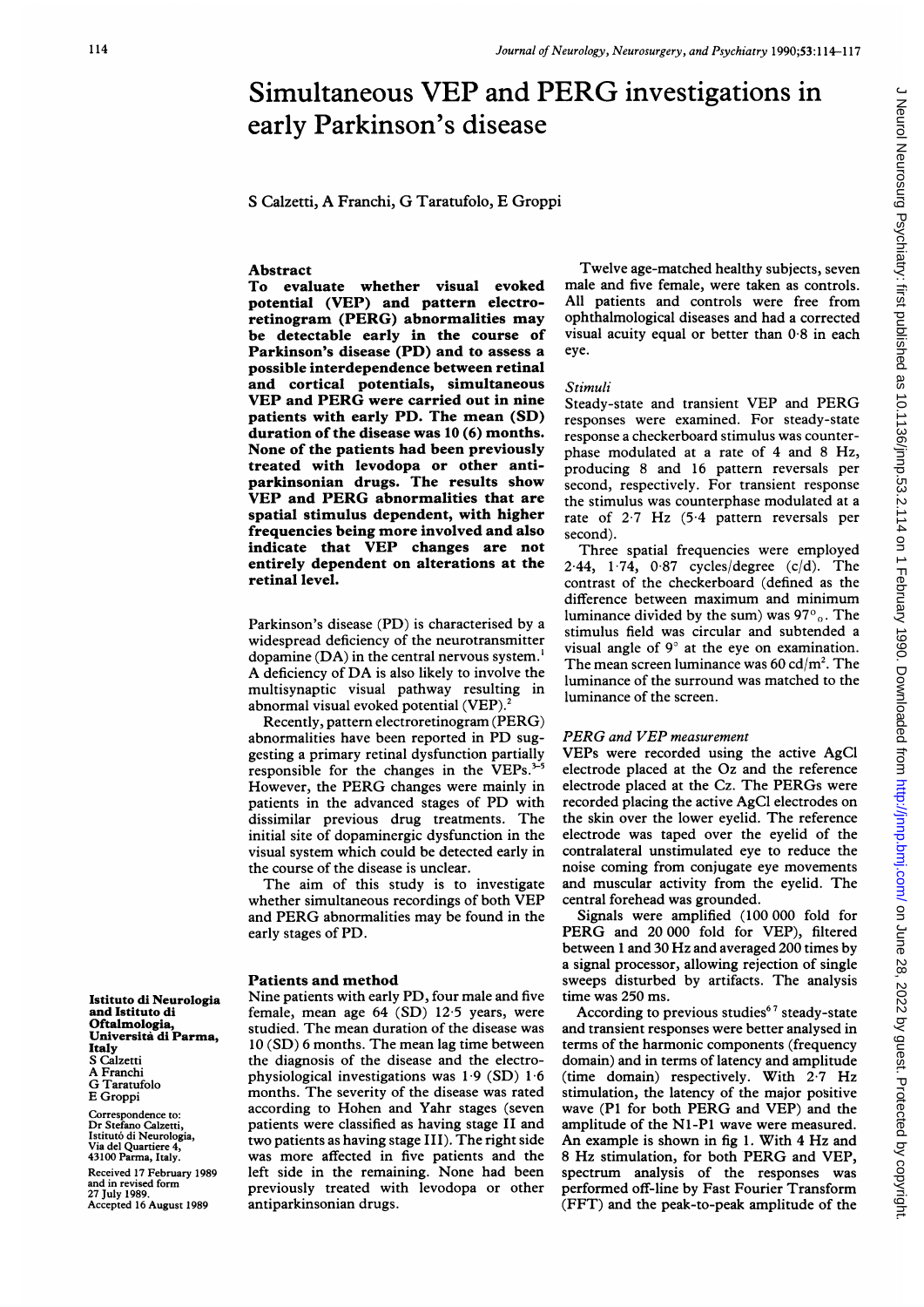# Simultaneous VEP and PERG investigations in early Parkinson's disease

S Calzetti, A Franchi, G Taratufolo, E Groppi

## Abstract

**To evaluate whether visual evoked potential (VEP) and pattern electroretinogram (PERG) abnormalities may be detectable early in the course of Parkinson's disease (PD) and to assess a possible interdependence between retinal and cortical potentials, simultaneous VEP and PERG were carried out in nine patients with early PD. The mean (SD) duration of the disease was 10 (6) months. None of the patients had been previously treated with levodopa or other antiparkinsonian drugs. The results show VEP and PERG abnormalities that are spatial stimulus dependent, with higher frequencies being more involved and also indicate that VEP changes are not entirely dependent on alterations at the retinal level.**

Parkinson's disease (PD) is characterised by a widespread deficiency of the neurotransmitter dopamine (DA) in the central nervous system.[1] A deficiency of DA is also likely to involve the multisynaptic visual pathway resulting in abnormal visual evoked potential (VEP).[2]

Recently, pattern electroretinogram (PERG) abnormalities have been reported in PD suggesting a primary retinal dysfunction partially responsible for the changes in the VEPs.[3-5] However, the PERG changes were mainly in patients in the advanced stages of PD with dissimilar previous drug treatments. The initial site of dopaminergic dysfunction in the visual system which could be detected early in the course of the disease is unclear.

The aim of this study is to investigate whether simultaneous recordings of both VEP and PERG abnormalities may be found in the early stages of PD.

## Patients and method

Nine patients with early PD, four male and five female, mean age 64 (SD) 12·5 years, were studied. The mean duration of the disease was 10 (SD) 6 months. The mean lag time between the diagnosis of the disease and the electrophysiological investigations was 1·9 (SD) 1·6 months. The severity of the disease was rated according to Hohen and Yahr stages (seven patients were classified as having stage II and two patients as having stage III). The right side was more affected in five patients and the left side in the remaining. None had been previously treated with levodopa or other antiparkinsonian drugs.

Twelve age-matched healthy subjects, seven male and five female, were taken as controls. All patients and controls were free from ophthalmological diseases and had a corrected visual acuity equal or better than 0·8 in each eye.

### *Stimuli*

Steady-state and transient VEP and PERG responses were examined. For steady-state response a checkerboard stimulus was counterphase modulated at a rate of 4 and 8 Hz, producing 8 and 16 pattern reversals per second, respectively. For transient response the stimulus was counterphase modulated at a rate of 2·7 Hz (5·4 pattern reversals per second).

Three spatial frequencies were employed 2·44, 1·74, 0·87 cycles/degree (c/d). The contrast of the checkerboard (defined as the difference between maximum and minimum luminance divided by the sum) was 97%. The stimulus field was circular and subtended a visual angle of 9° at the eye on examination. The mean screen luminance was 60 cd/m$^2$. The luminance of the surround was matched to the luminance of the screen.

### *PERG and VEP measurement*

VEPs were recorded using the active AgCl electrode placed at the Oz and the reference electrode placed at the Cz. The PERGs were recorded placing the active AgCl electrodes on the skin over the lower eyelid. The reference electrode was taped over the eyelid of the contralateral unstimulated eye to reduce the noise coming from conjugate eye movements and muscular activity from the eyelid. The central forehead was grounded.

Signals were amplified (100 000 fold for PERG and 20 000 fold for VEP), filtered between 1 and 30 Hz and averaged 200 times by a signal processor, allowing rejection of single sweeps disturbed by artifacts. The analysis time was 250 ms.

According to previous studies[6,7] steady-state and transient responses were better analysed in terms of the harmonic components (frequency domain) and in terms of latency and amplitude (time domain) respectively. With 2·7 Hz stimulation, the latency of the major positive wave (P1 for both PERG and VEP) and the amplitude of the N1-P1 wave were measured. An example is shown in fig 1. With 4 Hz and 8 Hz stimulation, for both PERG and VEP, spectrum analysis of the responses was performed off-line by Fast Fourier Transform (FFT) and the peak-to-peak amplitude of the

Istituto di Neurologia and Istituto di Oftalmologia, Università di Parma, Italy
S Calzetti
A Franchi
G Taratufolo
E Groppi

Correspondence to: Dr Stefano Calzetti, Istituto di Neurologia, Via del Quartiere 4, 43100 Parma, Italy.

Received 17 February 1989 and in revised form 27 July 1989. Accepted 16 August 1989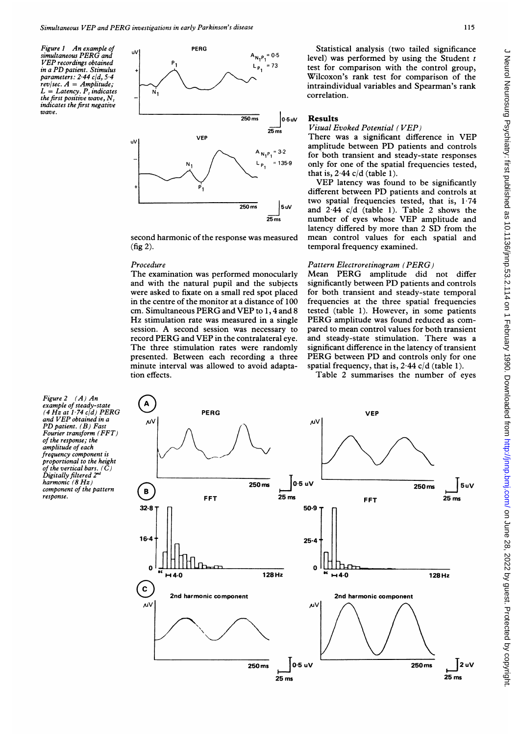*Figure 1 An example of simultaneous PERG and VEP recordings obtained in a PD patient. Stimulus parameters: 2·44 c/d, 5·4 rev/sec. A = Amplitude; L = Latency. $P_1$ indicates the first positive wave, $N_1$ indicates the first negative wave.*

second harmonic of the response was measured (fig 2).

### Procedure

The examination was performed monocularly and with the natural pupil and the subjects were asked to fixate on a small red spot placed in the centre of the monitor at a distance of 100 cm. Simultaneous PERG and VEP to 1, 4 and 8 Hz stimulation rate was measured in a single session. A second session was necessary to record PERG and VEP in the contralateral eye. The three stimulation rates were randomly presented. Between each recording a three minute interval was allowed to avoid adaptation effects.

Statistical analysis (two tailed significance level) was performed by using the Student t test for comparison with the control group, Wilcoxon's rank test for comparison of the intraindividual variables and Spearman's rank correlation.

## Results

### Visual Evoked Potential (VEP)

There was a significant difference in VEP amplitude between PD patients and controls for both transient and steady-state responses only for one of the spatial frequencies tested, that is, 2·44 c/d (table 1).

VEP latency was found to be significantly different between PD patients and controls at two spatial frequencies tested, that is, 1·74 and 2·44 c/d (table 1). Table 2 shows the number of eyes whose VEP amplitude and latency differed by more than 2 SD from the mean control values for each spatial and temporal frequency examined.

### Pattern Electroretinogram (PERG)

Mean PERG amplitude did not differ significantly between PD patients and controls for both transient and steady-state temporal frequencies at the three spatial frequencies tested (table 1). However, in some patients PERG amplitude was found reduced as compared to mean control values for both transient and steady-state stimulation. There was a significant difference in the latency of transient PERG between PD and controls only for one spatial frequency, that is, 2·44 c/d (table 1).

Table 2 summarises the number of eyes

*Figure 2 (A) An example of steady-state (4 Hz at 1·74 c/d) PERG and VEP obtained in a PD patient. (B) Fast Fourier transform (FFT) of the response; the amplitude of each frequency component is proportional to the height of the vertical bars. (C) Digitally filtered 2nd harmonic (8 Hz) component of the pattern response.*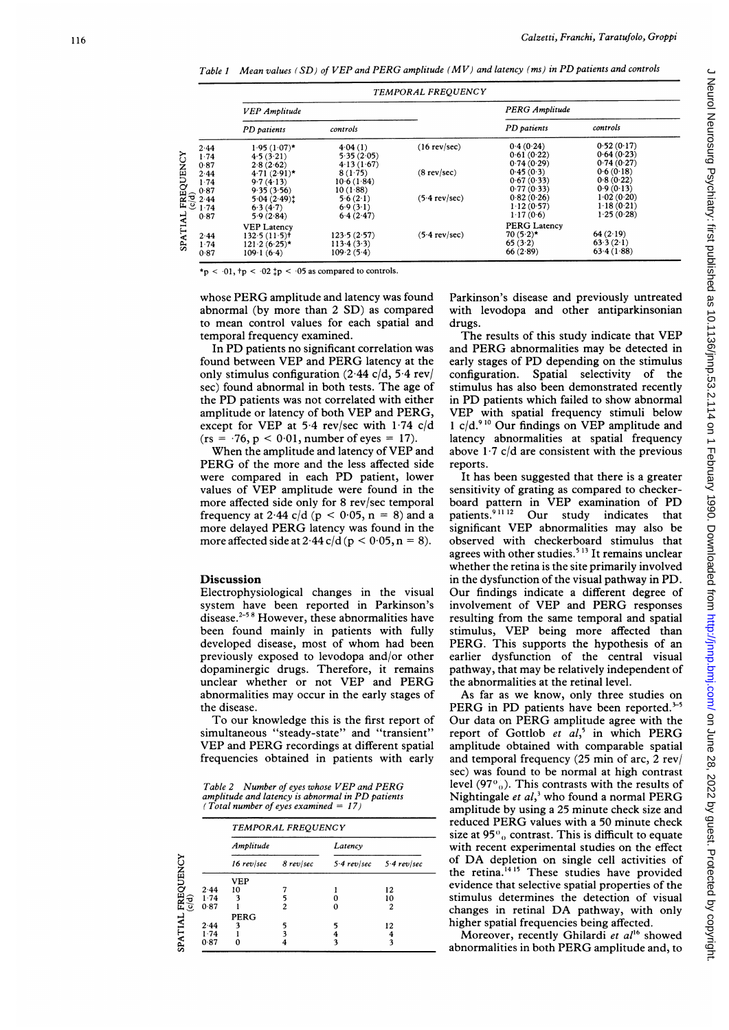*Table 1 Mean values (SD) of VEP and PERG amplitude (MV) and latency (ms) in PD patients and controls*

| | TEMPORAL FREQUENCY | | | | |
|---|---|---|---|---|---|
| | VEP Amplitude | | | PERG Amplitude | |
| SPATIAL FREQUENCY (c/d) | PD patients | controls | | PD patients | controls |
| 2·44 | 1·95 (1·07)* | 4·04 (1) | (16 rev/sec) | 0·4 (0·24) | 0·52 (0·17) |
| 1·74 | 4·5 (3·21) | 5·35 (2·05) | | 0·61 (0·22) | 0·64 (0·23) |
| 0·87 | 2·8 (2·62) | 4·13 (1·67) | | 0·74 (0·29) | 0·74 (0·27) |
| 2·44 | 4·71 (2·91)* | 8 (1·75) | (8 rev/sec) | 0·45 (0·3) | 0·6 (0·18) |
| 1·74 | 9·7 (4·13) | 10·6 (1·84) | | 0·67 (0·33) | 0·8 (0·22) |
| 0·87 | 9·35 (3·56) | 10 (1·88) | | 0·77 (0·33) | 0·9 (0·13) |
| 2·44 | 5·04 (2·49)‡ | 5·6 (2·1) | (5·4 rev/sec) | 0·82 (0·26) | 1·02 (0·20) |
| 1·74 | 6·3 (4·7) | 6·9 (3·1) | | 1·12 (0·57) | 1·18 (0·21) |
| 0·87 | 5·9 (2·84) | 6·4 (2·47) | | 1·17 (0·6) | 1·25 (0·28) |
| | VEP Latency | | | PERG Latency | |
| 2·44 | 132·5 (11·5)† | 123·5 (2·57) | (5·4 rev/sec) | 70 (5·2)* | 64 (2·19) |
| 1·74 | 121·2 (6·25)* | 113·4 (3·3) | | 65 (3·2) | 63·3 (2·1) |
| 0·87 | 109·1 (6·4) | 109·2 (5·4) | | 66 (2·89) | 63·4 (1·88) |

\*p < ·01, †p < ·02 ‡p < ·05 as compared to controls.

whose PERG amplitude and latency was found abnormal (by more than 2 SD) as compared to mean control values for each spatial and temporal frequency examined.

In PD patients no significant correlation was found between VEP and PERG latency at the only stimulus configuration (2·44 c/d, 5·4 rev/sec) found abnormal in both tests. The age of the PD patients was not correlated with either amplitude or latency of both VEP and PERG, except for VEP at 5·4 rev/sec with 1·74 c/d (rs = ·76, $p < 0·01$, number of eyes = 17).

When the amplitude and latency of VEP and PERG of the more and the less affected side were compared in each PD patient, lower values of VEP amplitude were found in the more affected side only for 8 rev/sec temporal frequency at 2·44 c/d ($p < 0·05$, n = 8) and a more delayed PERG latency was found in the more affected side at 2·44 c/d ($p < 0·05$, n = 8).

## Discussion

Electrophysiological changes in the visual system have been reported in Parkinson's disease.[2–5 8] However, these abnormalities have been found mainly in patients with fully developed disease, most of whom had been previously exposed to levodopa and/or other dopaminergic drugs. Therefore, it remains unclear whether or not VEP and PERG abnormalities may occur in the early stages of the disease.

To our knowledge this is the first report of simultaneous "steady-state" and "transient" VEP and PERG recordings at different spatial frequencies obtained in patients with early

*Table 2 Number of eyes whose VEP and PERG amplitude and latency is abnormal in PD patients (Total number of eyes examined = 17)*

| | TEMPORAL FREQUENCY | | | |
|---|---|---|---|---|
| | Amplitude | | Latency | |
| SPATIAL FREQUENCY (c/d) | 16 rev/sec | 8 rev/sec | 5·4 rev/sec | 5·4 rev/sec |
| | VEP | | | |
| 2·44 | 10 | 7 | 1 | 12 |
| 1·74 | 3 | 5 | 0 | 10 |
| 0·87 | 1 | 2 | 0 | 2 |
| | PERG | | | |
| 2·44 | 3 | 5 | 5 | 12 |
| 1·74 | 1 | 3 | 4 | 4 |
| 0·87 | 0 | 4 | 3 | 3 |

Parkinson's disease and previously untreated with levodopa and other antiparkinsonian drugs.

The results of this study indicate that VEP and PERG abnormalities may be detected in early stages of PD depending on the stimulus configuration. Spatial selectivity of the stimulus has also been demonstrated recently in PD patients which failed to show abnormal VEP with spatial frequency stimuli below 1 c/d.[9 10] Our findings on VEP amplitude and latency abnormalities at spatial frequency above 1·7 c/d are consistent with the previous reports.

It has been suggested that there is a greater sensitivity of grating as compared to checkerboard pattern in VEP examination of PD patients.[9 11 12] Our study indicates that significant VEP abnormalities may also be observed with checkerboard stimulus that agrees with other studies.[5 13] It remains unclear whether the retina is the site primarily involved in the dysfunction of the visual pathway in PD. Our findings indicate a different degree of involvement of VEP and PERG responses resulting from the same temporal and spatial stimulus, VEP being more affected than PERG. This supports the hypothesis of an earlier dysfunction of the central visual pathway, that may be relatively independent of the abnormalities at the retinal level.

As far as we know, only three studies on PERG in PD patients have been reported.[3–5] Our data on PERG amplitude agree with the report of Gottlob *et al*,[5] in which PERG amplitude obtained with comparable spatial and temporal frequency (25 min of arc, 2 rev/sec) was found to be normal at high contrast level (97%). This contrasts with the results of Nightingale *et al*,[3] who found a normal PERG amplitude by using a 25 minute check size and reduced PERG values with a 50 minute check size at 95% contrast. This is difficult to equate with recent experimental studies on the effect of DA depletion on single cell activities of the retina.[14 15] These studies have provided evidence that selective spatial properties of the stimulus determines the detection of visual changes in retinal DA pathway, with only higher spatial frequencies being affected.

Moreover, recently Ghilardi *et al*[16] showed abnormalities in both PERG amplitude and, to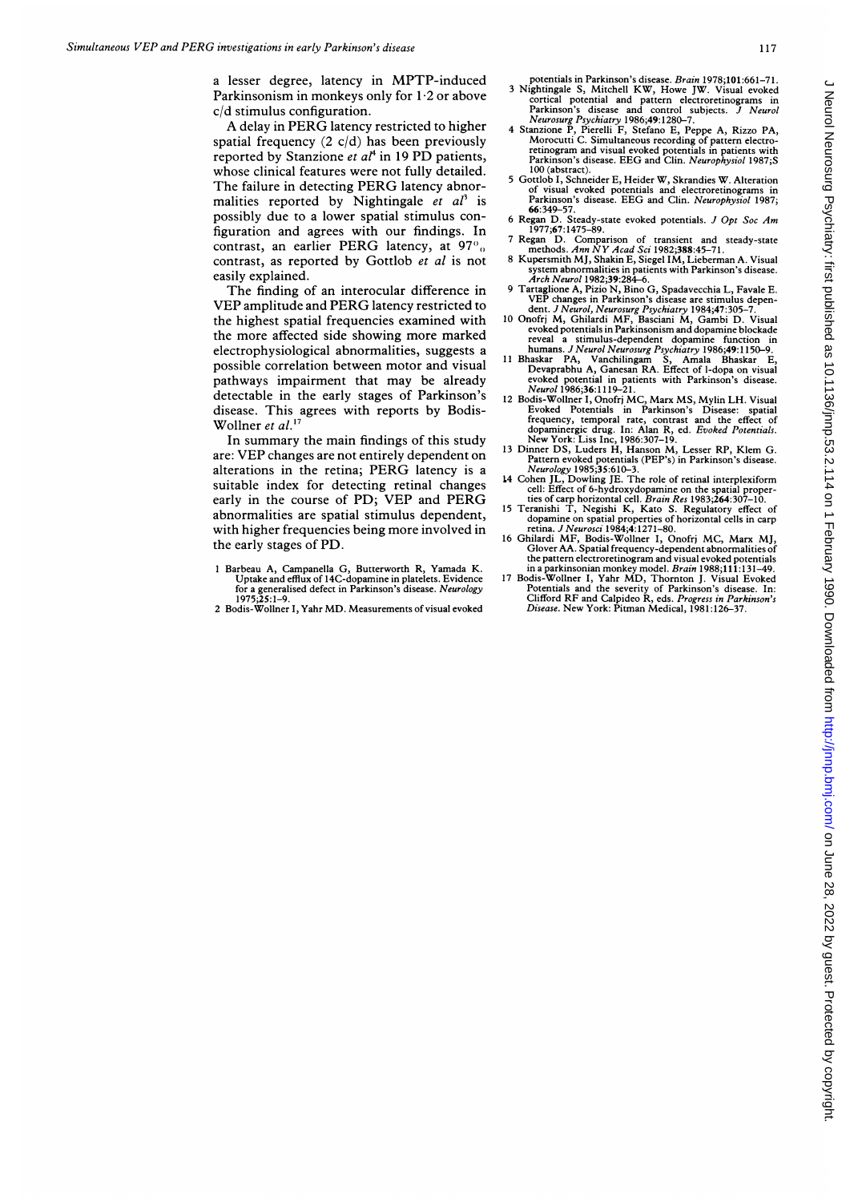a lesser degree, latency in MPTP-induced Parkinsonism in monkeys only for 1·2 or above c/d stimulus configuration.

A delay in PERG latency restricted to higher spatial frequency (2 c/d) has been previously reported by Stanzione *et al*[4] in 19 PD patients, whose clinical features were not fully detailed. The failure in detecting PERG latency abnormalities reported by Nightingale *et al*[3] is possibly due to a lower spatial stimulus configuration and agrees with our findings. In contrast, an earlier PERG latency, at 97% contrast, as reported by Gottlob *et al* is not easily explained.

The finding of an interocular difference in VEP amplitude and PERG latency restricted to the highest spatial frequencies examined with the more affected side showing more marked electrophysiological abnormalities, suggests a possible correlation between motor and visual pathways impairment that may be already detectable in the early stages of Parkinson's disease. This agrees with reports by Bodis-Wollner *et al.*[17]

In summary the main findings of this study are: VEP changes are not entirely dependent on alterations in the retina; PERG latency is a suitable index for detecting retinal changes early in the course of PD; VEP and PERG abnormalities are spatial stimulus dependent, with higher frequencies being more involved in the early stages of PD.

1 Barbeau A, Campanella G, Butterworth R, Yamada K. Uptake and efflux of 14C-dopamine in platelets. Evidence for a generalised defect in Parkinson's disease. *Neurology* 1975;**25**:1–9.
2 Bodis-Wollner I, Yahr MD. Measurements of visual evoked potentials in Parkinson's disease. *Brain* 1978;**101**:661–71.
3 Nightingale S, Mitchell KW, Howe JW. Visual evoked cortical potential and pattern electroretinograms in Parkinson's disease and control subjects. *J Neurol Neurosurg Psychiatry* 1986;**49**:1280–7.
4 Stanzione P, Pierelli F, Stefano E, Peppe A, Rizzo PA, Morocutti C. Simultaneous recording of pattern electroretinogram and visual evoked potentials in patients with Parkinson's disease. EEG and Clin. *Neurophysiol* 1987;S 100 (abstract).
5 Gottlob I, Schneider E, Heider W, Skrandies W. Alteration of visual evoked potentials and electroretinograms in Parkinson's disease. EEG and Clin. *Neurophysiol* 1987; **66**:349–57.
6 Regan D. Steady-state evoked potentials. *J Opt Soc Am* 1977;**67**:1475–89.
7 Regan D. Comparison of transient and steady-state methods. *Ann NY Acad Sci* 1982;**388**:45–71.
8 Kupersmith MJ, Shakin E, Siegel IM, Lieberman A. Visual system abnormalities in patients with Parkinson's disease. *Arch Neurol* 1982;**39**:284–6.
9 Tartaglione A, Pizio N, Bino G, Spadavecchia L, Favale E. VEP changes in Parkinson's disease are stimulus dependent. *J Neurol, Neurosurg Psychiatry* 1984;**47**:305–7.
10 Onofrj M, Ghilardi MF, Basciani M, Gambi D. Visual evoked potentials in Parkinsonism and dopamine blockade reveal a stimulus-dependent dopamine function in humans. *J Neurol Neurosurg Psychiatry* 1986;**49**:1150–9.
11 Bhaskar PA, Vanchilingam S, Amala Bhaskar E, Devaprabhu A, Ganesan RA. Effect of l-dopa on visual evoked potential in patients with Parkinson's disease. *Neurol* 1986;**36**:1119–21.
12 Bodis-Wollner I, Onofrj MC, Marx MS, Mylin LH. Visual Evoked Potentials in Parkinson's Disease: spatial frequency, temporal rate, contrast and the effect of dopaminergic drug. In: Alan R, ed. *Evoked Potentials*. New York: Liss Inc, 1986:307–19.
13 Dinner DS, Luders H, Hanson M, Lesser RP, Klem G. Pattern evoked potentials (PEP's) in Parkinson's disease. *Neurology* 1985;**35**:610–3.
14 Cohen JL, Dowling JE. The role of retinal interplexiform cell: Effect of 6-hydroxydopamine on the spatial properties of carp horizontal cell. *Brain Res* 1983;**264**:307–10.
15 Teranishi T, Negishi K, Kato S. Regulatory effect of dopamine on spatial properties of horizontal cells in carp retina. *J Neurosci* 1984;**4**:1271–80.
16 Ghilardi MF, Bodis-Wollner I, Onofrj MC, Marx MJ, Glover AA. Spatial frequency-dependent abnormalities of the pattern electroretinogram and visual evoked potentials in a parkinsonian monkey model. *Brain* 1988;**111**:131–49.
17 Bodis-Wollner I, Yahr MD, Thornton J. Visual Evoked Potentials and the severity of Parkinson's disease. In: Clifford RF and Calpideo R, eds. *Progress in Parkinson's Disease*. New York: Pitman Medical, 1981:126–37.